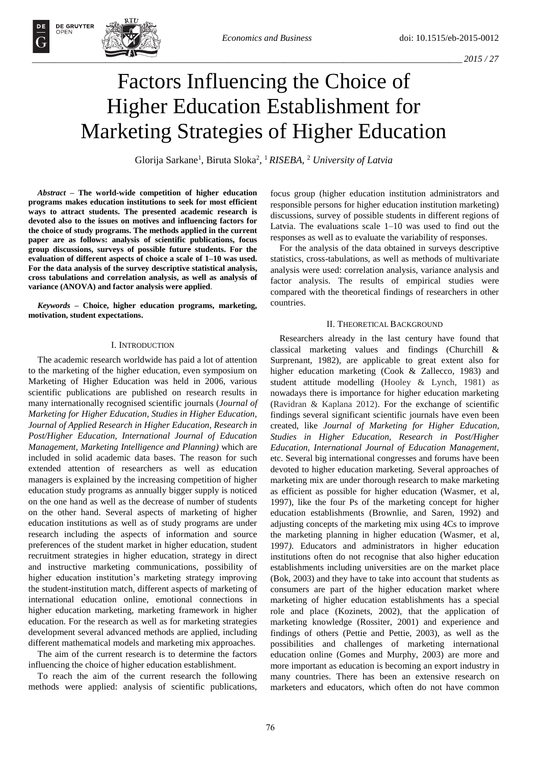# Factors Influencing the Choice of Higher Education Establishment for Marketing Strategies of Higher Education

Glorija Sarkane[1], Biruta Sloka[2], [1] *RISEBA,* [2] *University of Latvia*

***Abstract* – The world-wide competition of higher education programs makes education institutions to seek for most efficient ways to attract students. The presented academic research is devoted also to the issues on motives and influencing factors for the choice of study programs. The methods applied in the current paper are as follows: analysis of scientific publications, focus group discussions, surveys of possible future students. For the evaluation of different aspects of choice a scale of 1–10 was used. For the data analysis of the survey descriptive statistical analysis, cross tabulations and correlation analysis, as well as analysis of variance (ANOVA) and factor analysis were applied**.

***Keywords* – Choice, higher education programs, marketing, motivation, student expectations.**

## I. Introduction

The academic research worldwide has paid a lot of attention to the marketing of the higher education, even symposium on Marketing of Higher Education was held in 2006, various scientific publications are published on research results in many internationally recognised scientific journals (*Journal of Marketing for Higher Education, Studies in Higher Education, Journal of Applied Research in Higher Education, Research in Post/Higher Education, International Journal of Education Management, Marketing Intelligence and Planning)* which are included in solid academic data bases. The reason for such extended attention of researchers as well as education managers is explained by the increasing competition of higher education study programs as annually bigger supply is noticed on the one hand as well as the decrease of number of students on the other hand. Several aspects of marketing of higher education institutions as well as of study programs are under research including the aspects of information and source preferences of the student market in higher education, student recruitment strategies in higher education, strategy in direct and instructive marketing communications, possibility of higher education institution's marketing strategy improving the student-institution match, different aspects of marketing of international education online, emotional connections in higher education marketing, marketing framework in higher education. For the research as well as for marketing strategies development several advanced methods are applied, including different mathematical models and marketing mix approaches.

The aim of the current research is to determine the factors influencing the choice of higher education establishment.

To reach the aim of the current research the following methods were applied: analysis of scientific publications, focus group (higher education institution administrators and responsible persons for higher education institution marketing) discussions, survey of possible students in different regions of Latvia. The evaluations scale 1–10 was used to find out the responses as well as to evaluate the variability of responses.

For the analysis of the data obtained in surveys descriptive statistics, cross-tabulations, as well as methods of multivariate analysis were used: correlation analysis, variance analysis and factor analysis. The results of empirical studies were compared with the theoretical findings of researchers in other countries.

## II. Theoretical Background

Researchers already in the last century have found that classical marketing values and findings (Churchill & Surprenant, 1982), are applicable to great extent also for higher education marketing (Cook & Zallecco, 1983) and student attitude modelling (Hooley & Lynch, 1981) as nowadays there is importance for higher education marketing (Ravidran & Kaplana 2012). For the exchange of scientific findings several significant scientific journals have even been created, like *Journal of Marketing for Higher Education, Studies in Higher Education, Research in Post/Higher Education, International Journal of Education Management,* etc. Several big international congresses and forums have been devoted to higher education marketing. Several approaches of marketing mix are under thorough research to make marketing as efficient as possible for higher education (Wasmer, et al, 1997), like the four Ps of the marketing concept for higher education establishments (Brownlie, and Saren, 1992) and adjusting concepts of the marketing mix using 4Cs to improve the marketing planning in higher education (Wasmer, et al, 1997). Educators and administrators in higher education institutions often do not recognise that also higher education establishments including universities are on the market place (Bok, 2003) and they have to take into account that students as consumers are part of the higher education market where marketing of higher education establishments has a special role and place (Kozinets, 2002), that the application of marketing knowledge (Rossiter, 2001) and experience and findings of others (Pettie and Pettie, 2003), as well as the possibilities and challenges of marketing international education online (Gomes and Murphy, 2003) are more and more important as education is becoming an export industry in many countries. There has been an extensive research on marketers and educators, which often do not have common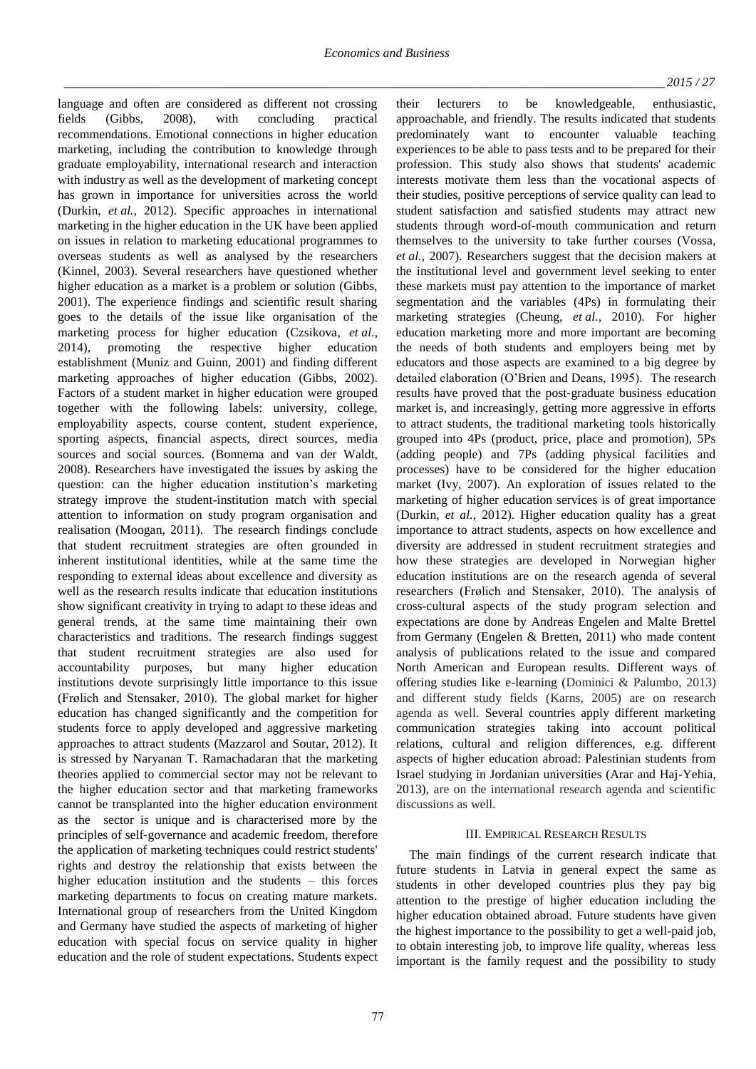language and often are considered as different not crossing fields (Gibbs, 2008), with concluding practical recommendations. Emotional connections in higher education marketing, including the contribution to knowledge through graduate employability, international research and interaction with industry as well as the development of marketing concept has grown in importance for universities across the world (Durkin, *et al.*, 2012). Specific approaches in international marketing in the higher education in the UK have been applied on issues in relation to marketing educational programmes to overseas students as well as analysed by the researchers (Kinnel, 2003). Several researchers have questioned whether higher education as a market is a problem or solution (Gibbs, 2001). The experience findings and scientific result sharing goes to the details of the issue like organisation of the marketing process for higher education (Czsikova, *et al.*, 2014), promoting the respective higher education establishment (Muniz and Guinn, 2001) and finding different marketing approaches of higher education (Gibbs, 2002). Factors of a student market in higher education were grouped together with the following labels: university, college, employability aspects, course content, student experience, sporting aspects, financial aspects, direct sources, media sources and social sources. (Bonnema and van der Waldt, 2008). Researchers have investigated the issues by asking the question: can the higher education institution's marketing strategy improve the student-institution match with special attention to information on study program organisation and realisation (Moogan, 2011). The research findings conclude that student recruitment strategies are often grounded in inherent institutional identities, while at the same time the responding to external ideas about excellence and diversity as well as the research results indicate that education institutions show significant creativity in trying to adapt to these ideas and general trends, at the same time maintaining their own characteristics and traditions. The research findings suggest that student recruitment strategies are also used for accountability purposes, but many higher education institutions devote surprisingly little importance to this issue (Frølich and Stensaker, 2010). The global market for higher education has changed significantly and the competition for students force to apply developed and aggressive marketing approaches to attract students (Mazzarol and Soutar, 2012). It is stressed by Naryanan T. Ramachadaran that the marketing theories applied to commercial sector may not be relevant to the higher education sector and that marketing frameworks cannot be transplanted into the higher education environment as the sector is unique and is characterised more by the principles of self-governance and academic freedom, therefore the application of marketing techniques could restrict students' rights and destroy the relationship that exists between the higher education institution and the students – this forces marketing departments to focus on creating mature markets. International group of researchers from the United Kingdom and Germany have studied the aspects of marketing of higher education with special focus on service quality in higher education and the role of student expectations. Students expect their lecturers to be knowledgeable, enthusiastic, approachable, and friendly. The results indicated that students predominately want to encounter valuable teaching experiences to be able to pass tests and to be prepared for their profession. This study also shows that students' academic interests motivate them less than the vocational aspects of their studies, positive perceptions of service quality can lead to student satisfaction and satisfied students may attract new students through word-of-mouth communication and return themselves to the university to take further courses (Vossa, *et al.*, 2007). Researchers suggest that the decision makers at the institutional level and government level seeking to enter these markets must pay attention to the importance of market segmentation and the variables (4Ps) in formulating their marketing strategies (Cheung, *et al.*, 2010). For higher education marketing more and more important are becoming the needs of both students and employers being met by educators and those aspects are examined to a big degree by detailed elaboration (O'Brien and Deans, 1995). The research results have proved that the post-graduate business education market is, and increasingly, getting more aggressive in efforts to attract students, the traditional marketing tools historically grouped into 4Ps (product, price, place and promotion), 5Ps (adding people) and 7Ps (adding physical facilities and processes) have to be considered for the higher education market (Ivy, 2007). An exploration of issues related to the marketing of higher education services is of great importance (Durkin, *et al.*, 2012). Higher education quality has a great importance to attract students, aspects on how excellence and diversity are addressed in student recruitment strategies and how these strategies are developed in Norwegian higher education institutions are on the research agenda of several researchers (Frølich and Stensaker, 2010). The analysis of cross-cultural aspects of the study program selection and expectations are done by Andreas Engelen and Malte Brettel from Germany (Engelen & Bretten, 2011) who made content analysis of publications related to the issue and compared North American and European results. Different ways of offering studies like e-learning (Dominici & Palumbo, 2013) and different study fields (Karns, 2005) are on research agenda as well. Several countries apply different marketing communication strategies taking into account political relations, cultural and religion differences, e.g. different aspects of higher education abroad: Palestinian students from Israel studying in Jordanian universities (Arar and Haj-Yehia, 2013), are on the international research agenda and scientific discussions as well.

## III. Empirical Research Results

The main findings of the current research indicate that future students in Latvia in general expect the same as students in other developed countries plus they pay big attention to the prestige of higher education including the higher education obtained abroad. Future students have given the highest importance to the possibility to get a well-paid job, to obtain interesting job, to improve life quality, whereas less important is the family request and the possibility to study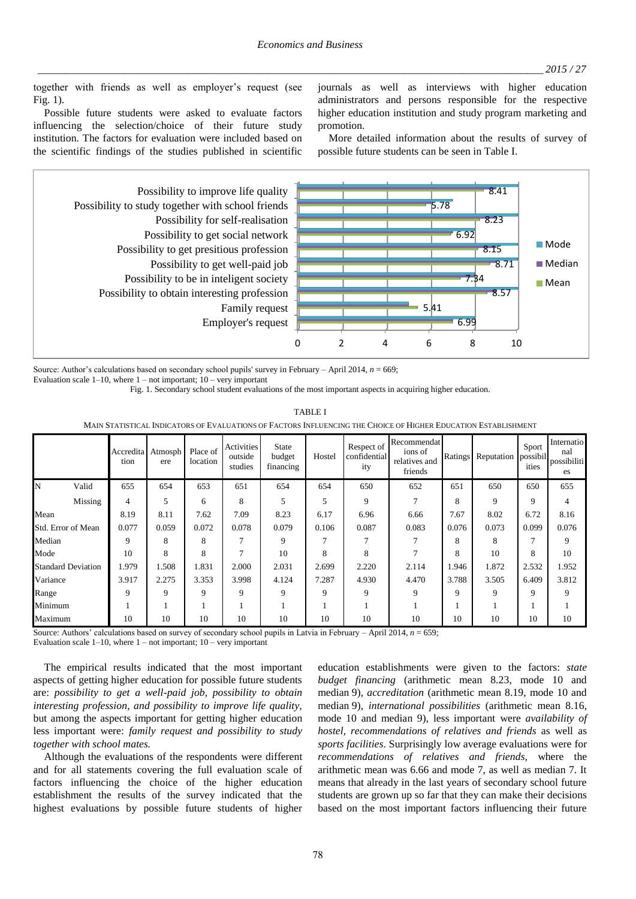together with friends as well as employer's request (see Fig. 1).

Possible future students were asked to evaluate factors influencing the selection/choice of their future study institution. The factors for evaluation were included based on the scientific findings of the studies published in scientific journals as well as interviews with higher education administrators and persons responsible for the respective higher education institution and study program marketing and promotion.

More detailed information about the results of survey of possible future students can be seen in Table I.

Source: Author's calculations based on secondary school pupils' survey in February – April 2014, $n$ = 669;
Evaluation scale 1–10, where 1 – not important; 10 – very important

Fig. 1. Secondary school student evaluations of the most important aspects in acquiring higher education.

TABLE I

MAIN STATISTICAL INDICATORS OF EVALUATIONS OF FACTORS INFLUENCING THE CHOICE OF HIGHER EDUCATION ESTABLISHMENT

| | | Accreditation | Atmosphere | Place of location | Activities outside studies | State budget financing | Hostel | Respect of confidentiality | Recommendations of relatives and friends | Ratings | Reputation | Sport possibilities | International possibilities |
|---|---|---|---|---|---|---|---|---|---|---|---|---|---|
| N | Valid | 655 | 654 | 653 | 651 | 654 | 654 | 650 | 652 | 651 | 650 | 650 | 655 |
| | Missing | 4 | 5 | 6 | 8 | 5 | 5 | 9 | 7 | 8 | 9 | 9 | 4 |
| Mean | | 8.19 | 8.11 | 7.62 | 7.09 | 8.23 | 6.17 | 6.96 | 6.66 | 7.67 | 8.02 | 6.72 | 8.16 |
| Std. Error of Mean | | 0.077 | 0.059 | 0.072 | 0.078 | 0.079 | 0.106 | 0.087 | 0.083 | 0.076 | 0.073 | 0.099 | 0.076 |
| Median | | 9 | 8 | 8 | 7 | 9 | 7 | 7 | 7 | 8 | 8 | 7 | 9 |
| Mode | | 10 | 8 | 8 | 7 | 10 | 8 | 8 | 7 | 8 | 10 | 8 | 10 |
| Standard Deviation | | 1.979 | 1.508 | 1.831 | 2.000 | 2.031 | 2.699 | 2.220 | 2.114 | 1.946 | 1.872 | 2.532 | 1.952 |
| Variance | | 3.917 | 2.275 | 3.353 | 3.998 | 4.124 | 7.287 | 4.930 | 4.470 | 3.788 | 3.505 | 6.409 | 3.812 |
| Range | | 9 | 9 | 9 | 9 | 9 | 9 | 9 | 9 | 9 | 9 | 9 | 9 |
| Minimum | | 1 | 1 | 1 | 1 | 1 | 1 | 1 | 1 | 1 | 1 | 1 | 1 |
| Maximum | | 10 | 10 | 10 | 10 | 10 | 10 | 10 | 10 | 10 | 10 | 10 | 10 |

Source: Authors' calculations based on survey of secondary school pupils in Latvia in February – April 2014, $n$ = 659;
Evaluation scale 1–10, where 1 – not important; 10 – very important

The empirical results indicated that the most important aspects of getting higher education for possible future students are: *possibility to get a well-paid job, possibility to obtain interesting profession, and possibility to improve life quality,* but among the aspects important for getting higher education less important were: *family request and possibility to study together with school mates.*

Although the evaluations of the respondents were different and for all statements covering the full evaluation scale of factors influencing the choice of the higher education establishment the results of the survey indicated that the highest evaluations by possible future students of higher education establishments were given to the factors: *state budget financing* (arithmetic mean 8.23, mode 10 and median 9), *accreditation* (arithmetic mean 8.19, mode 10 and median 9), *international possibilities* (arithmetic mean 8.16, mode 10 and median 9), less important were *availability of hostel, recommendations of relatives and friends* as well as *sports facilities*. Surprisingly low average evaluations were for *recommendations of relatives and friends*, where the arithmetic mean was 6.66 and mode 7, as well as median 7. It means that already in the last years of secondary school future students are grown up so far that they can make their decisions based on the most important factors influencing their future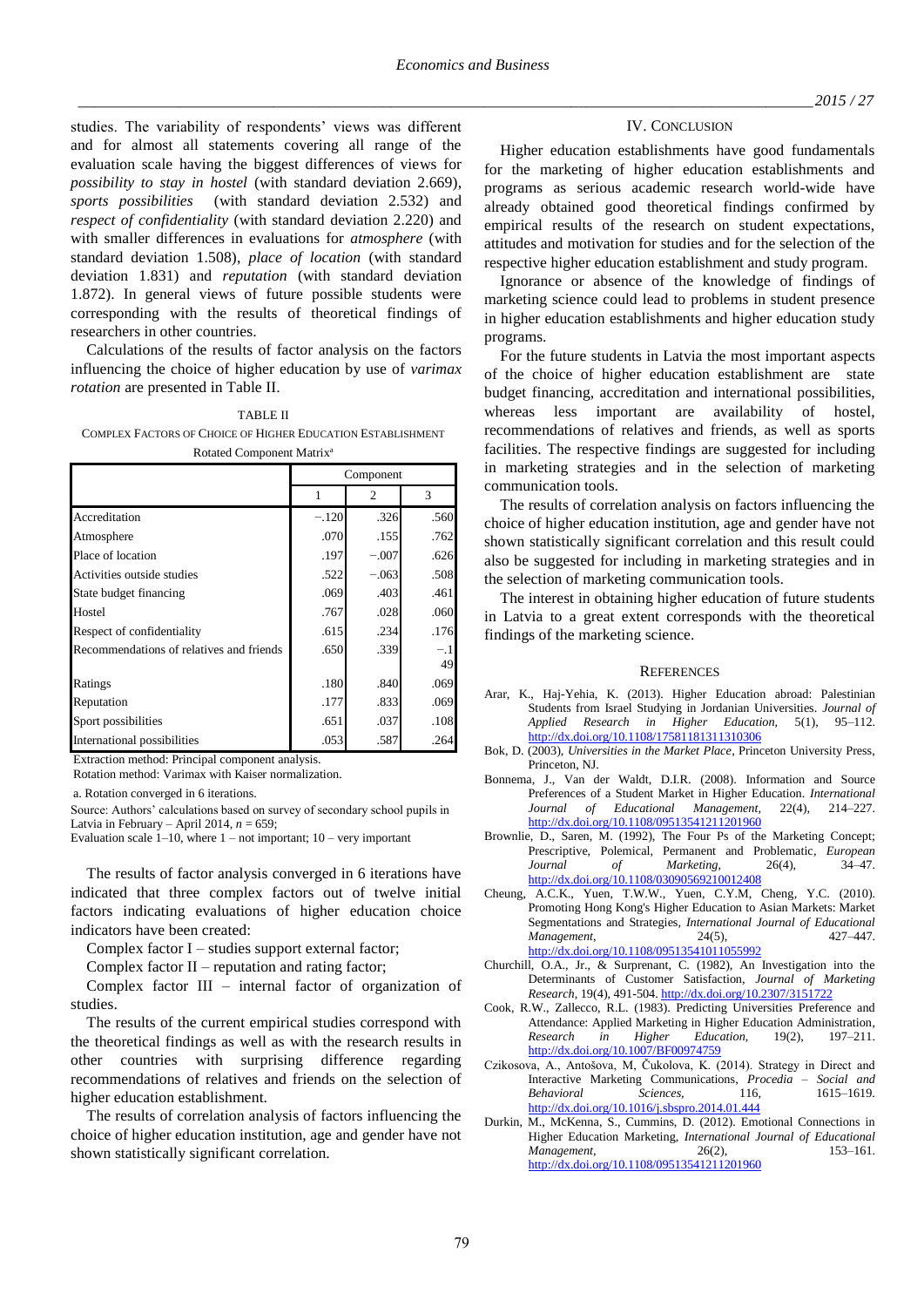studies. The variability of respondents' views was different and for almost all statements covering all range of the evaluation scale having the biggest differences of views for *possibility to stay in hostel* (with standard deviation 2.669), *sports possibilities* (with standard deviation 2.532) and *respect of confidentiality* (with standard deviation 2.220) and with smaller differences in evaluations for *atmosphere* (with standard deviation 1.508), *place of location* (with standard deviation 1.831) and *reputation* (with standard deviation 1.872). In general views of future possible students were corresponding with the results of theoretical findings of researchers in other countries.

Calculations of the results of factor analysis on the factors influencing the choice of higher education by use of *varimax rotation* are presented in Table II.

TABLE II

COMPLEX FACTORS OF CHOICE OF HIGHER EDUCATION ESTABLISHMENT

Rotated Component Matrix[a]

| | Component | | |
|---|---|---|---|
| | 1 | 2 | 3 |
| Accreditation | −.120 | .326 | .560 |
| Atmosphere | .070 | .155 | .762 |
| Place of location | .197 | −.007 | .626 |
| Activities outside studies | .522 | −.063 | .508 |
| State budget financing | .069 | .403 | .461 |
| Hostel | .767 | .028 | .060 |
| Respect of confidentiality | .615 | .234 | .176 |
| Recommendations of relatives and friends | .650 | .339 | −.149 |
| Ratings | .180 | .840 | .069 |
| Reputation | .177 | .833 | .069 |
| Sport possibilities | .651 | .037 | .108 |
| International possibilities | .053 | .587 | .264 |

Extraction method: Principal component analysis.

Rotation method: Varimax with Kaiser normalization.

a. Rotation converged in 6 iterations.

Source: Authors' calculations based on survey of secondary school pupils in Latvia in February – April 2014, $n = 659$;

Evaluation scale 1–10, where 1 – not important; 10 – very important

The results of factor analysis converged in 6 iterations have indicated that three complex factors out of twelve initial factors indicating evaluations of higher education choice indicators have been created:

Complex factor I – studies support external factor;

Complex factor II – reputation and rating factor;

Complex factor III – internal factor of organization of studies.

The results of the current empirical studies correspond with the theoretical findings as well as with the research results in other countries with surprising difference regarding recommendations of relatives and friends on the selection of higher education establishment.

The results of correlation analysis of factors influencing the choice of higher education institution, age and gender have not shown statistically significant correlation.

## IV. CONCLUSION

Higher education establishments have good fundamentals for the marketing of higher education establishments and programs as serious academic research world-wide have already obtained good theoretical findings confirmed by empirical results of the research on student expectations, attitudes and motivation for studies and for the selection of the respective higher education establishment and study program.

Ignorance or absence of the knowledge of findings of marketing science could lead to problems in student presence in higher education establishments and higher education study programs.

For the future students in Latvia the most important aspects of the choice of higher education establishment are state budget financing, accreditation and international possibilities, whereas less important are availability of hostel, recommendations of relatives and friends, as well as sports facilities. The respective findings are suggested for including in marketing strategies and in the selection of marketing communication tools.

The results of correlation analysis on factors influencing the choice of higher education institution, age and gender have not shown statistically significant correlation and this result could also be suggested for including in marketing strategies and in the selection of marketing communication tools.

The interest in obtaining higher education of future students in Latvia to a great extent corresponds with the theoretical findings of the marketing science.

## REFERENCES

Arar, K., Haj-Yehia, K. (2013). Higher Education abroad: Palestinian Students from Israel Studying in Jordanian Universities. *Journal of Applied Research in Higher Education,* 5(1), 95–112. http://dx.doi.org/10.1108/17581181311310306

Bok, D. (2003), *Universities in the Market Place*, Princeton University Press, Princeton, NJ.

Bonnema, J., Van der Waldt, D.I.R. (2008). Information and Source Preferences of a Student Market in Higher Education. *International Journal of Educational Management,* 22(4), 214–227. http://dx.doi.org/10.1108/09513541211201960

Brownlie, D., Saren, M. (1992), The Four Ps of the Marketing Concept; Prescriptive, Polemical, Permanent and Problematic, *European Journal of Marketing*, 26(4), 34–47. http://dx.doi.org/10.1108/03090569210012408

Cheung, A.C.K., Yuen, T.W.W., Yuen, C.Y.M, Cheng, Y.C. (2010). Promoting Hong Kong's Higher Education to Asian Markets: Market Segmentations and Strategies, *International Journal of Educational Management*, 24(5), 427–447. http://dx.doi.org/10.1108/09513541011055992

Churchill, O.A., Jr., & Surprenant, C. (1982), An Investigation into the Determinants of Customer Satisfaction, *Journal of Marketing Research*, 19(4), 491-504. http://dx.doi.org/10.2307/3151722

Cook, R.W., Zallecco, R.L. (1983). Predicting Universities Preference and Attendance: Applied Marketing in Higher Education Administration, *Research in Higher Education,* 19(2), 197–211. http://dx.doi.org/10.1007/BF00974759

Czikosova, A., Antošova, M, Čukolova, K. (2014). Strategy in Direct and Interactive Marketing Communications, *Procedia – Social and Behavioral Sciences,* 116, 1615–1619. http://dx.doi.org/10.1016/j.sbspro.2014.01.444

Durkin, M., McKenna, S., Cummins, D. (2012). Emotional Connections in Higher Education Marketing, *International Journal of Educational Management*, 26(2), 153–161. http://dx.doi.org/10.1108/09513541211201960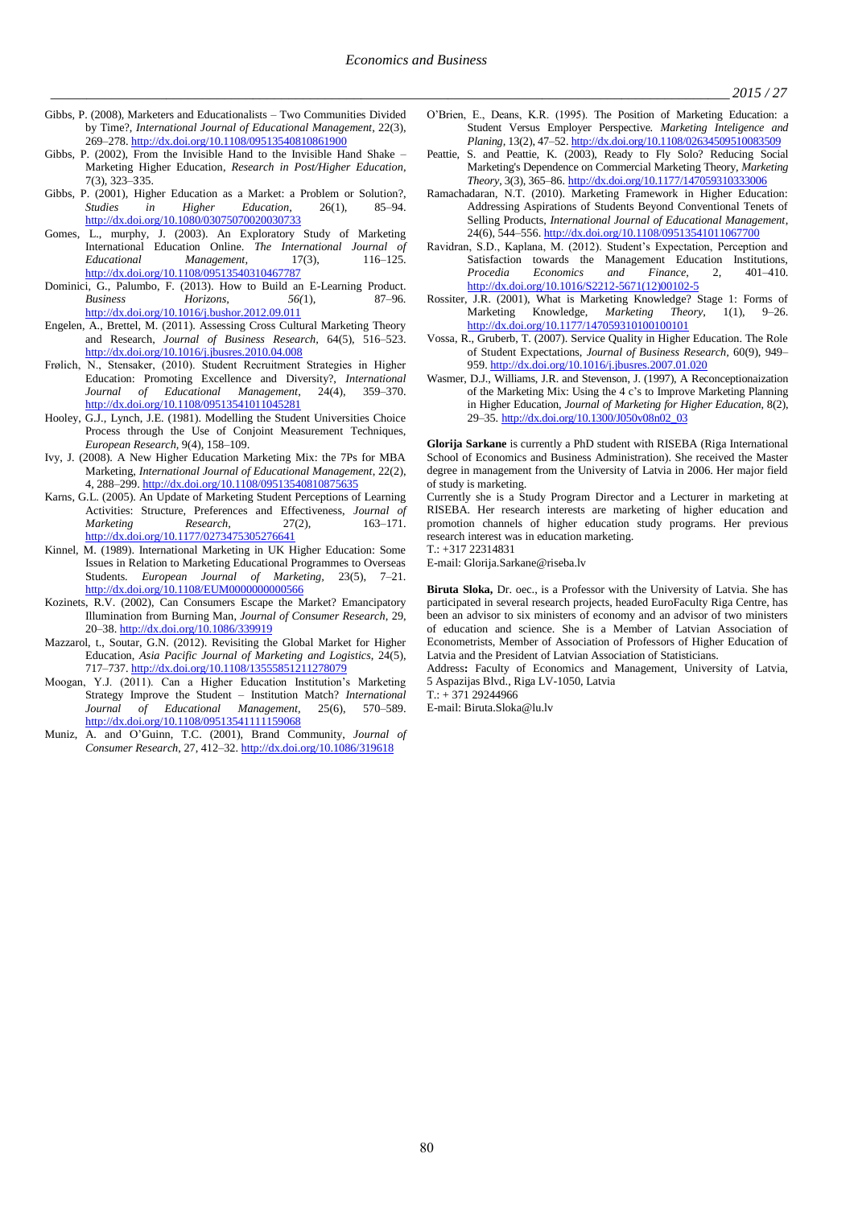Gibbs, P. (2008), Marketers and Educationalists – Two Communities Divided by Time?, *International Journal of Educational Management*, 22(3), 269–278. http://dx.doi.org/10.1108/09513540810861900

Gibbs, P. (2002), From the Invisible Hand to the Invisible Hand Shake – Marketing Higher Education, *Research in Post/Higher Education*, 7(3), 323–335.

Gibbs, P. (2001), Higher Education as a Market: a Problem or Solution?, *Studies in Higher Education*, 26(1), 85–94. http://dx.doi.org/10.1080/03075070020030733

Gomes, L., murphy, J. (2003). An Exploratory Study of Marketing International Education Online. *The International Journal of Educational Management*, 17(3), 116–125. http://dx.doi.org/10.1108/09513540310467787

Dominici, G., Palumbo, F. (2013). How to Build an E-Learning Product. *Business Horizons*, *56(*1), 87–96. http://dx.doi.org/10.1016/j.bushor.2012.09.011

Engelen, A., Brettel, M. (2011). Assessing Cross Cultural Marketing Theory and Research, *Journal of Business Research*, 64(5), 516–523. http://dx.doi.org/10.1016/j.jbusres.2010.04.008

Frølich, N., Stensaker, (2010). Student Recruitment Strategies in Higher Education: Promoting Excellence and Diversity?, *International Journal of Educational Management*, 24(4), 359–370. http://dx.doi.org/10.1108/09513541011045281

Hooley, G.J., Lynch, J.E. (1981). Modelling the Student Universities Choice Process through the Use of Conjoint Measurement Techniques, *European Research*, 9(4), 158–109.

Ivy, J. (2008). A New Higher Education Marketing Mix: the 7Ps for MBA Marketing, *International Journal of Educational Management*, 22(2), 4, 288–299. http://dx.doi.org/10.1108/09513540810875635

Karns, G.L. (2005). An Update of Marketing Student Perceptions of Learning Activities: Structure, Preferences and Effectiveness, *Journal of Marketing Research*, 27(2), 163–171. http://dx.doi.org/10.1177/0273475305276641

Kinnel, M. (1989). International Marketing in UK Higher Education: Some Issues in Relation to Marketing Educational Programmes to Overseas Students. *European Journal of Marketing*, 23(5), 7–21. http://dx.doi.org/10.1108/EUM0000000000566

Kozinets, R.V. (2002), Can Consumers Escape the Market? Emancipatory Illumination from Burning Man, *Journal of Consumer Research*, 29, 20–38. http://dx.doi.org/10.1086/339919

Mazzarol, t., Soutar, G.N. (2012). Revisiting the Global Market for Higher Education, *Asia Pacific Journal of Marketing and Logistics*, 24(5), 717–737. http://dx.doi.org/10.1108/13555851211278079

Moogan, Y.J. (2011). Can a Higher Education Institution's Marketing Strategy Improve the Student – Institution Match? *International Journal of Educational Management*, 25(6), 570–589. http://dx.doi.org/10.1108/09513541111159068

Muniz, A. and O'Guinn, T.C. (2001), Brand Community, *Journal of Consumer Research*, 27, 412–32. http://dx.doi.org/10.1086/319618

O'Brien, E., Deans, K.R. (1995). The Position of Marketing Education: a Student Versus Employer Perspective. *Marketing Inteligence and Planing*, 13(2), 47–52. http://dx.doi.org/10.1108/02634509510083509

Peattie, S. and Peattie, K. (2003), Ready to Fly Solo? Reducing Social Marketing's Dependence on Commercial Marketing Theory, *Marketing Theory*, 3(3), 365–86. http://dx.doi.org/10.1177/147059310333006

Ramachadaran, N.T. (2010). Marketing Framework in Higher Education: Addressing Aspirations of Students Beyond Conventional Tenets of Selling Products, *International Journal of Educational Management*, 24(6), 544–556. http://dx.doi.org/10.1108/09513541011067700

Ravidran, S.D., Kaplana, M. (2012). Student's Expectation, Perception and Satisfaction towards the Management Education Institutions, *Procedia Economics and Finance*, 2, 401–410. http://dx.doi.org/10.1016/S2212-5671(12)00102-5

Rossiter, J.R. (2001), What is Marketing Knowledge? Stage 1: Forms of Marketing Knowledge, *Marketing Theory*, 1(1), 9–26. http://dx.doi.org/10.1177/147059310100100101

Vossa, R., Gruberb, T. (2007). Service Quality in Higher Education. The Role of Student Expectations, *Journal of Business Research*, 60(9), 949–959. http://dx.doi.org/10.1016/j.jbusres.2007.01.020

Wasmer, D.J., Williams, J.R. and Stevenson, J. (1997), A Reconceptionaization of the Marketing Mix: Using the 4 c's to Improve Marketing Planning in Higher Education, *Journal of Marketing for Higher Education*, 8(2), 29–35. http://dx.doi.org/10.1300/J050v08n02_03

**Glorija Sarkane** is currently a PhD student with RISEBA (Riga International School of Economics and Business Administration). She received the Master degree in management from the University of Latvia in 2006. Her major field of study is marketing.

Currently she is a Study Program Director and a Lecturer in marketing at RISEBA. Her research interests are marketing of higher education and promotion channels of higher education study programs. Her previous research interest was in education marketing.

T.: +317 22314831

E-mail: Glorija.Sarkane@riseba.lv

**Biruta Sloka,** Dr. oec., is a Professor with the University of Latvia. She has participated in several research projects, headed EuroFaculty Riga Centre, has been an advisor to six ministers of economy and an advisor of two ministers of education and science. She is a Member of Latvian Association of Econometrists, Member of Association of Professors of Higher Education of Latvia and the President of Latvian Association of Statisticians.

Address**:** Faculty of Economics and Management, University of Latvia, 5 Aspazijas Blvd., Riga LV-1050, Latvia

T.: + 371 29244966

E-mail: Biruta.Sloka@lu.lv